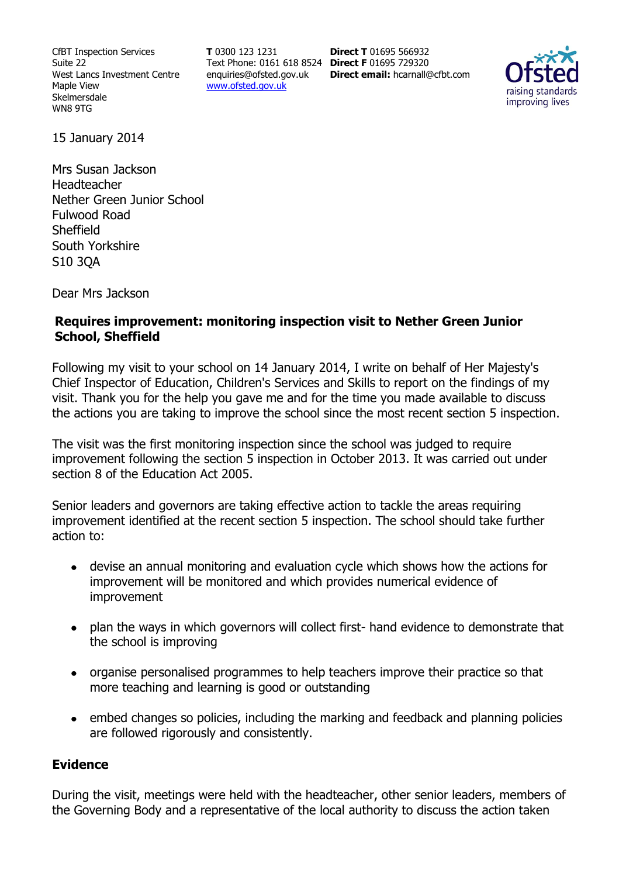CfBT Inspection Services
Suite 22
West Lancs Investment Centre
Maple View
Skelmersdale
WN8 9TG

**T** 0300 123 1231
Text Phone: 0161 618 8524
enquiries@ofsted.gov.uk
www.ofsted.gov.uk

**Direct T** 01695 566932
**Direct F** 01695 729320
**Direct email:** hcarnall@cfbt.com

15 January 2014

Mrs Susan Jackson
Headteacher
Nether Green Junior School
Fulwood Road
Sheffield
South Yorkshire
S10 3QA

Dear Mrs Jackson

**Requires improvement: monitoring inspection visit to Nether Green Junior School, Sheffield**

Following my visit to your school on 14 January 2014, I write on behalf of Her Majesty's Chief Inspector of Education, Children's Services and Skills to report on the findings of my visit. Thank you for the help you gave me and for the time you made available to discuss the actions you are taking to improve the school since the most recent section 5 inspection.

The visit was the first monitoring inspection since the school was judged to require improvement following the section 5 inspection in October 2013. It was carried out under section 8 of the Education Act 2005.

Senior leaders and governors are taking effective action to tackle the areas requiring improvement identified at the recent section 5 inspection. The school should take further action to:

- devise an annual monitoring and evaluation cycle which shows how the actions for improvement will be monitored and which provides numerical evidence of improvement
- plan the ways in which governors will collect first- hand evidence to demonstrate that the school is improving
- organise personalised programmes to help teachers improve their practice so that more teaching and learning is good or outstanding
- embed changes so policies, including the marking and feedback and planning policies are followed rigorously and consistently.

## Evidence

During the visit, meetings were held with the headteacher, other senior leaders, members of the Governing Body and a representative of the local authority to discuss the action taken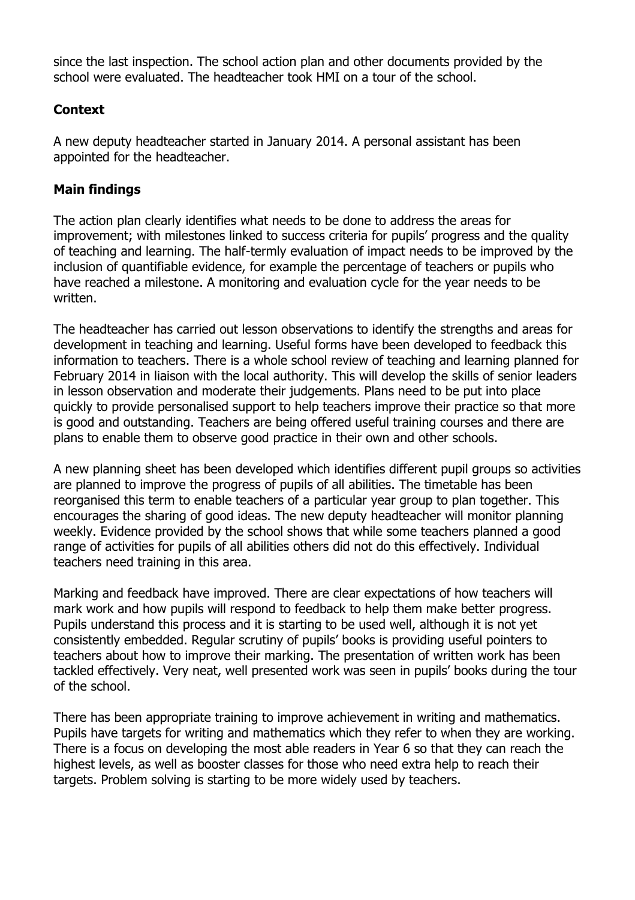since the last inspection. The school action plan and other documents provided by the school were evaluated. The headteacher took HMI on a tour of the school.

## Context

A new deputy headteacher started in January 2014. A personal assistant has been appointed for the headteacher.

## Main findings

The action plan clearly identifies what needs to be done to address the areas for improvement; with milestones linked to success criteria for pupils' progress and the quality of teaching and learning. The half-termly evaluation of impact needs to be improved by the inclusion of quantifiable evidence, for example the percentage of teachers or pupils who have reached a milestone. A monitoring and evaluation cycle for the year needs to be written.

The headteacher has carried out lesson observations to identify the strengths and areas for development in teaching and learning. Useful forms have been developed to feedback this information to teachers. There is a whole school review of teaching and learning planned for February 2014 in liaison with the local authority. This will develop the skills of senior leaders in lesson observation and moderate their judgements. Plans need to be put into place quickly to provide personalised support to help teachers improve their practice so that more is good and outstanding. Teachers are being offered useful training courses and there are plans to enable them to observe good practice in their own and other schools.

A new planning sheet has been developed which identifies different pupil groups so activities are planned to improve the progress of pupils of all abilities. The timetable has been reorganised this term to enable teachers of a particular year group to plan together. This encourages the sharing of good ideas. The new deputy headteacher will monitor planning weekly. Evidence provided by the school shows that while some teachers planned a good range of activities for pupils of all abilities others did not do this effectively. Individual teachers need training in this area.

Marking and feedback have improved. There are clear expectations of how teachers will mark work and how pupils will respond to feedback to help them make better progress. Pupils understand this process and it is starting to be used well, although it is not yet consistently embedded. Regular scrutiny of pupils' books is providing useful pointers to teachers about how to improve their marking. The presentation of written work has been tackled effectively. Very neat, well presented work was seen in pupils' books during the tour of the school.

There has been appropriate training to improve achievement in writing and mathematics. Pupils have targets for writing and mathematics which they refer to when they are working. There is a focus on developing the most able readers in Year 6 so that they can reach the highest levels, as well as booster classes for those who need extra help to reach their targets. Problem solving is starting to be more widely used by teachers.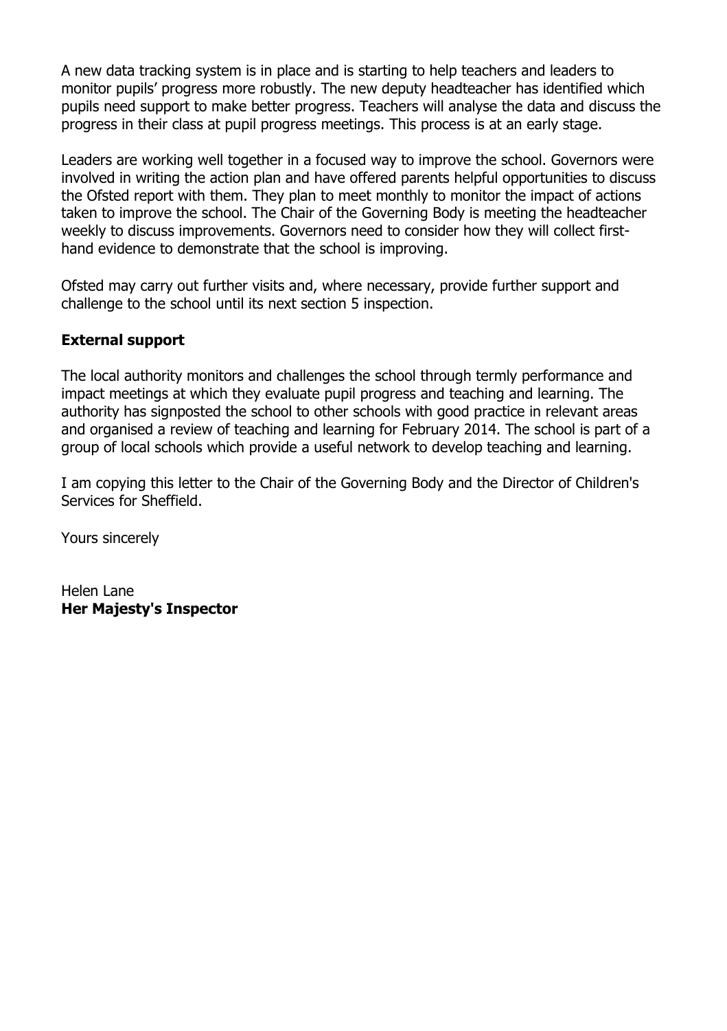A new data tracking system is in place and is starting to help teachers and leaders to monitor pupils' progress more robustly. The new deputy headteacher has identified which pupils need support to make better progress. Teachers will analyse the data and discuss the progress in their class at pupil progress meetings. This process is at an early stage.

Leaders are working well together in a focused way to improve the school. Governors were involved in writing the action plan and have offered parents helpful opportunities to discuss the Ofsted report with them. They plan to meet monthly to monitor the impact of actions taken to improve the school. The Chair of the Governing Body is meeting the headteacher weekly to discuss improvements. Governors need to consider how they will collect first-hand evidence to demonstrate that the school is improving.

Ofsted may carry out further visits and, where necessary, provide further support and challenge to the school until its next section 5 inspection.

**External support**

The local authority monitors and challenges the school through termly performance and impact meetings at which they evaluate pupil progress and teaching and learning. The authority has signposted the school to other schools with good practice in relevant areas and organised a review of teaching and learning for February 2014. The school is part of a group of local schools which provide a useful network to develop teaching and learning.

I am copying this letter to the Chair of the Governing Body and the Director of Children's Services for Sheffield.

Yours sincerely

Helen Lane
**Her Majesty's Inspector**